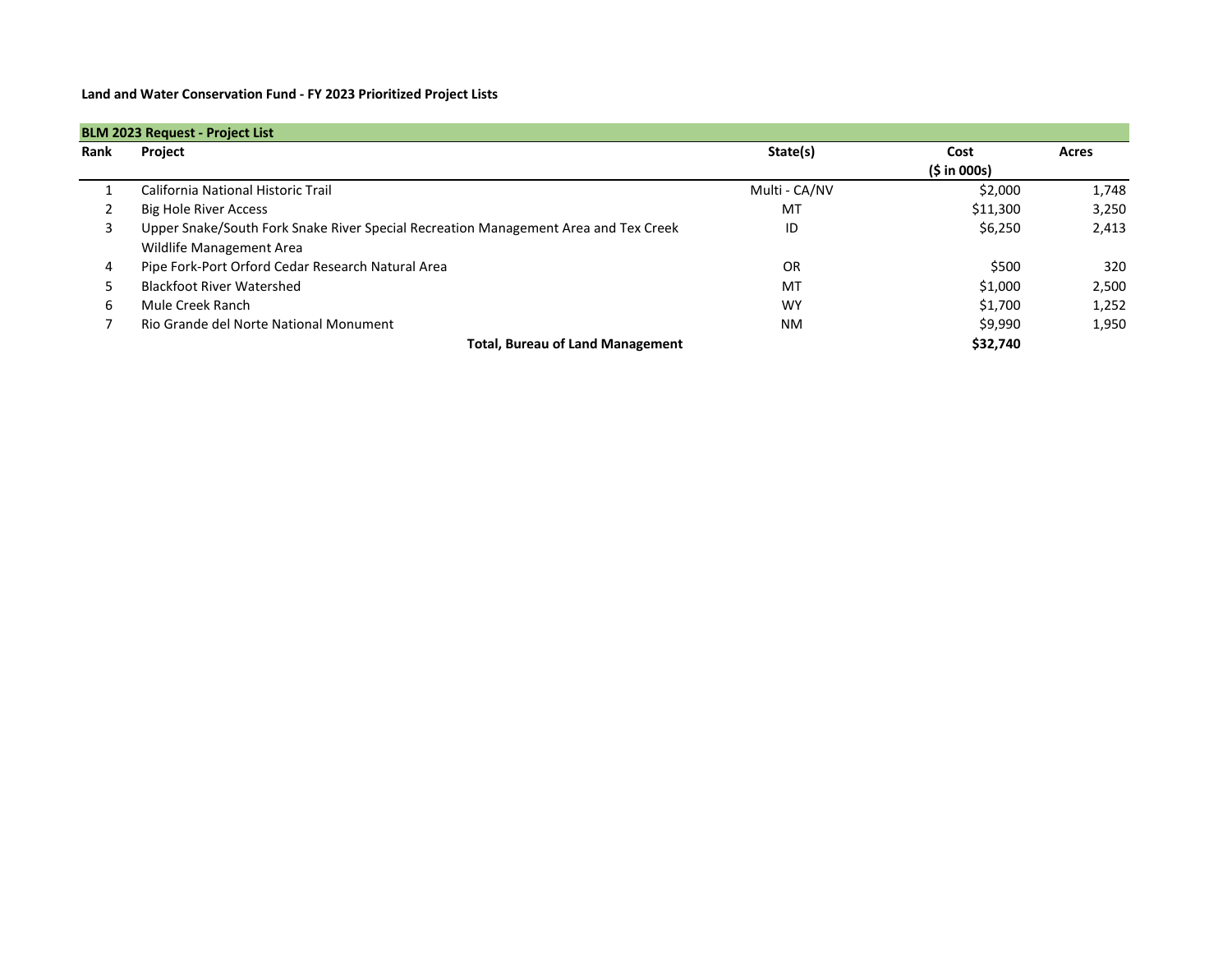**Land and Water Conservation Fund - FY 2023 Prioritized Project Lists**

| **BLM 2023 Request - Project List** | | | | |
|---|---|---|---|---|
| **Rank** | **Project** | **State(s)** | **Cost ($ in 000s)** | **Acres** |
| 1 | California National Historic Trail | Multi - CA/NV | $2,000 | 1,748 |
| 2 | Big Hole River Access | MT | $11,300 | 3,250 |
| 3 | Upper Snake/South Fork Snake River Special Recreation Management Area and Tex Creek Wildlife Management Area | ID | $6,250 | 2,413 |
| 4 | Pipe Fork-Port Orford Cedar Research Natural Area | OR | $500 | 320 |
| 5 | Blackfoot River Watershed | MT | $1,000 | 2,500 |
| 6 | Mule Creek Ranch | WY | $1,700 | 1,252 |
| 7 | Rio Grande del Norte National Monument | NM | $9,990 | 1,950 |
| | **Total, Bureau of Land Management** | | **$32,740** | |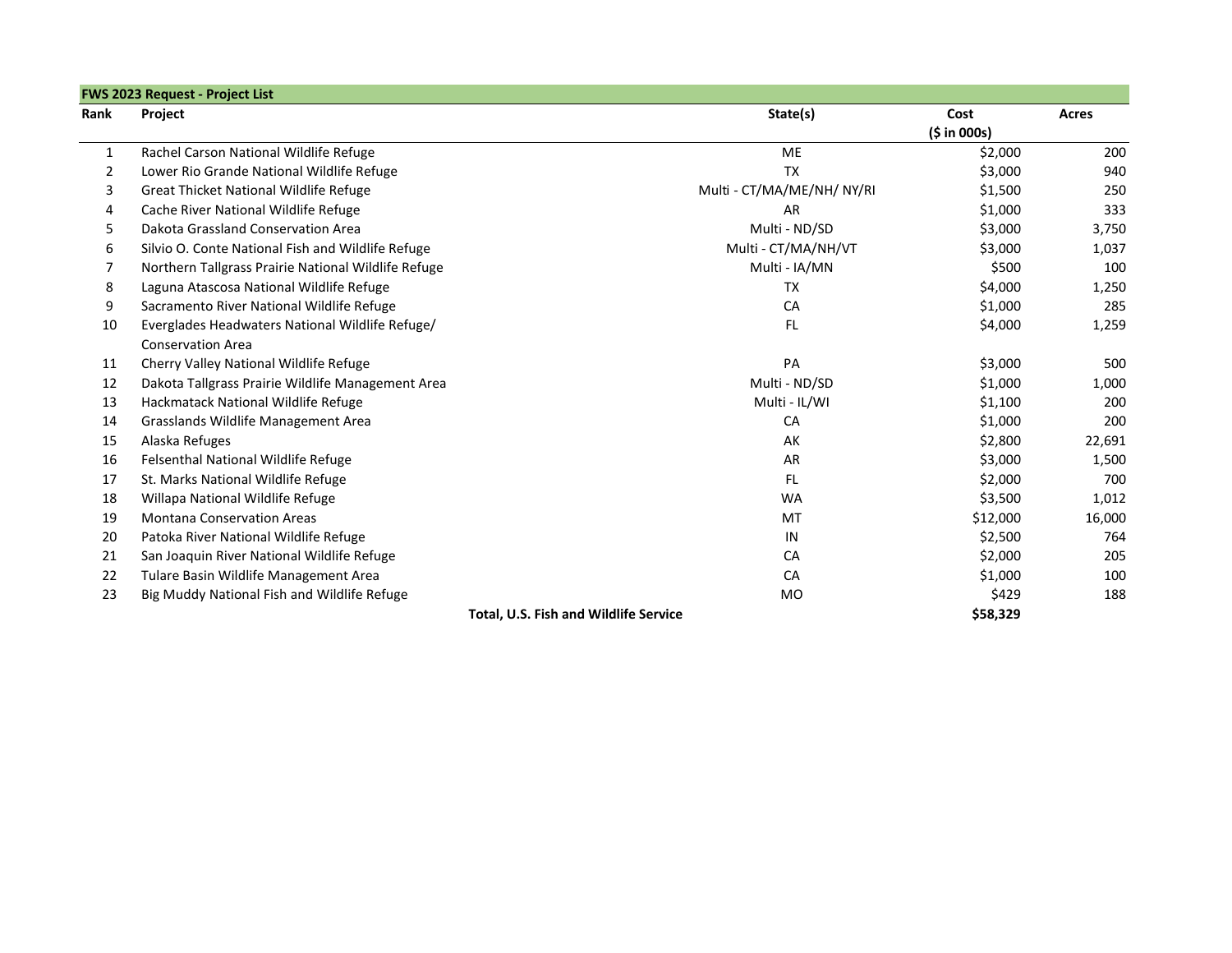| FWS 2023 Request - Project List | | | | |
|---|---|---|---|---|
| Rank | Project | State(s) | Cost ($ in 000s) | Acres |
| 1 | Rachel Carson National Wildlife Refuge | ME | $2,000 | 200 |
| 2 | Lower Rio Grande National Wildlife Refuge | TX | $3,000 | 940 |
| 3 | Great Thicket National Wildlife Refuge | Multi - CT/MA/ME/NH/ NY/RI | $1,500 | 250 |
| 4 | Cache River National Wildlife Refuge | AR | $1,000 | 333 |
| 5 | Dakota Grassland Conservation Area | Multi - ND/SD | $3,000 | 3,750 |
| 6 | Silvio O. Conte National Fish and Wildlife Refuge | Multi - CT/MA/NH/VT | $3,000 | 1,037 |
| 7 | Northern Tallgrass Prairie National Wildlife Refuge | Multi - IA/MN | $500 | 100 |
| 8 | Laguna Atascosa National Wildlife Refuge | TX | $4,000 | 1,250 |
| 9 | Sacramento River National Wildlife Refuge | CA | $1,000 | 285 |
| 10 | Everglades Headwaters National Wildlife Refuge/ Conservation Area | FL | $4,000 | 1,259 |
| 11 | Cherry Valley National Wildlife Refuge | PA | $3,000 | 500 |
| 12 | Dakota Tallgrass Prairie Wildlife Management Area | Multi - ND/SD | $1,000 | 1,000 |
| 13 | Hackmatack National Wildlife Refuge | Multi - IL/WI | $1,100 | 200 |
| 14 | Grasslands Wildlife Management Area | CA | $1,000 | 200 |
| 15 | Alaska Refuges | AK | $2,800 | 22,691 |
| 16 | Felsenthal National Wildlife Refuge | AR | $3,000 | 1,500 |
| 17 | St. Marks National Wildlife Refuge | FL | $2,000 | 700 |
| 18 | Willapa National Wildlife Refuge | WA | $3,500 | 1,012 |
| 19 | Montana Conservation Areas | MT | $12,000 | 16,000 |
| 20 | Patoka River National Wildlife Refuge | IN | $2,500 | 764 |
| 21 | San Joaquin River National Wildlife Refuge | CA | $2,000 | 205 |
| 22 | Tulare Basin Wildlife Management Area | CA | $1,000 | 100 |
| 23 | Big Muddy National Fish and Wildlife Refuge | MO | $429 | 188 |
| | **Total, U.S. Fish and Wildlife Service** | | **$58,329** | |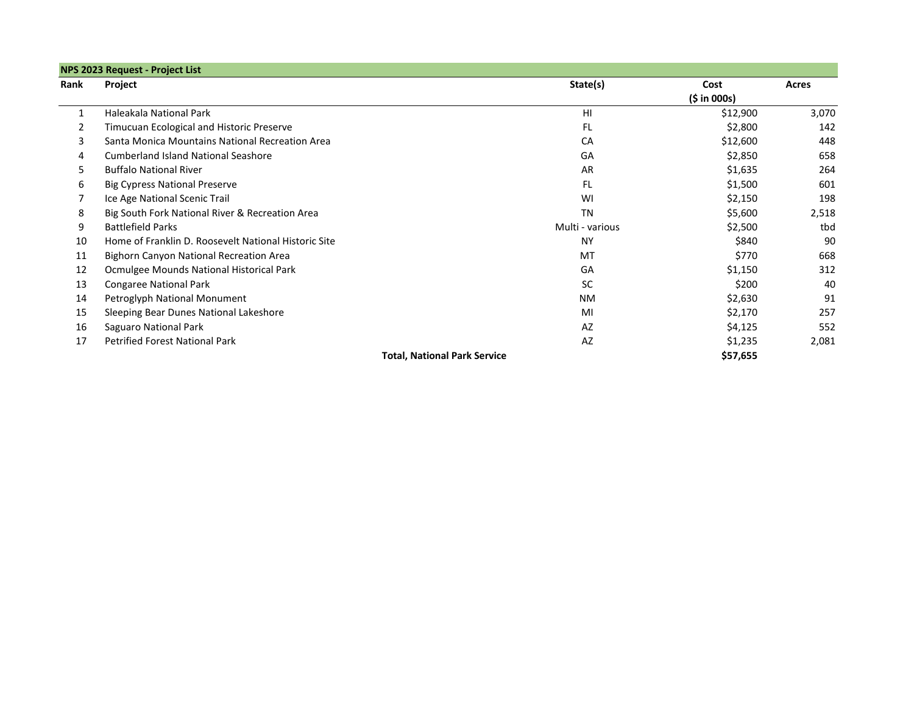**NPS 2023 Request - Project List**

| Rank | Project | State(s) | Cost ($ in 000s) | Acres |
|---|---|---|---|---|
| 1 | Haleakala National Park | HI | $12,900 | 3,070 |
| 2 | Timucuan Ecological and Historic Preserve | FL | $2,800 | 142 |
| 3 | Santa Monica Mountains National Recreation Area | CA | $12,600 | 448 |
| 4 | Cumberland Island National Seashore | GA | $2,850 | 658 |
| 5 | Buffalo National River | AR | $1,635 | 264 |
| 6 | Big Cypress National Preserve | FL | $1,500 | 601 |
| 7 | Ice Age National Scenic Trail | WI | $2,150 | 198 |
| 8 | Big South Fork National River & Recreation Area | TN | $5,600 | 2,518 |
| 9 | Battlefield Parks | Multi - various | $2,500 | tbd |
| 10 | Home of Franklin D. Roosevelt National Historic Site | NY | $840 | 90 |
| 11 | Bighorn Canyon National Recreation Area | MT | $770 | 668 |
| 12 | Ocmulgee Mounds National Historical Park | GA | $1,150 | 312 |
| 13 | Congaree National Park | SC | $200 | 40 |
| 14 | Petroglyph National Monument | NM | $2,630 | 91 |
| 15 | Sleeping Bear Dunes National Lakeshore | MI | $2,170 | 257 |
| 16 | Saguaro National Park | AZ | $4,125 | 552 |
| 17 | Petrified Forest National Park | AZ | $1,235 | 2,081 |
| | **Total, National Park Service** | | **$57,655** | |